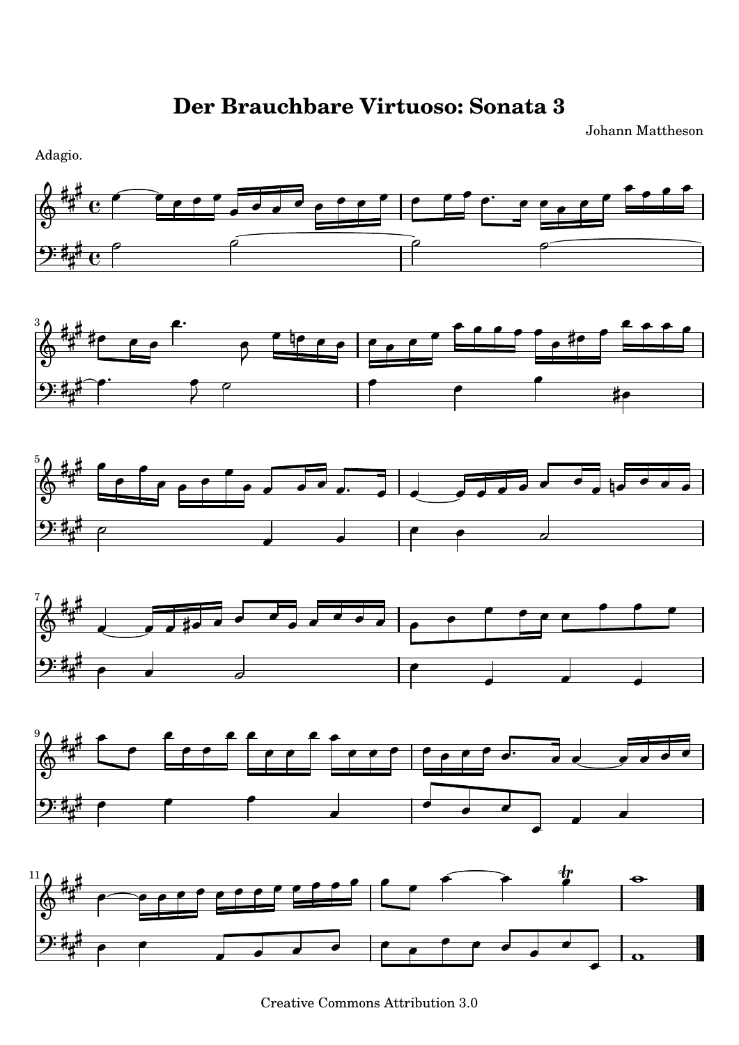# Der Brauchbare Virtuoso: Sonata 3

Johann Mattheson

Adagio.

Creative Commons Attribution 3.0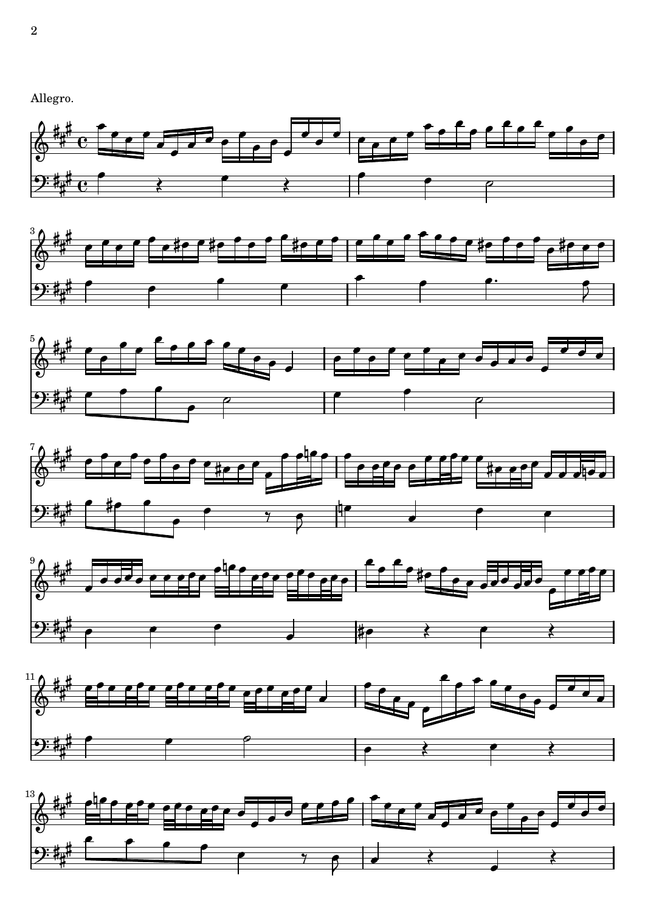Allegro.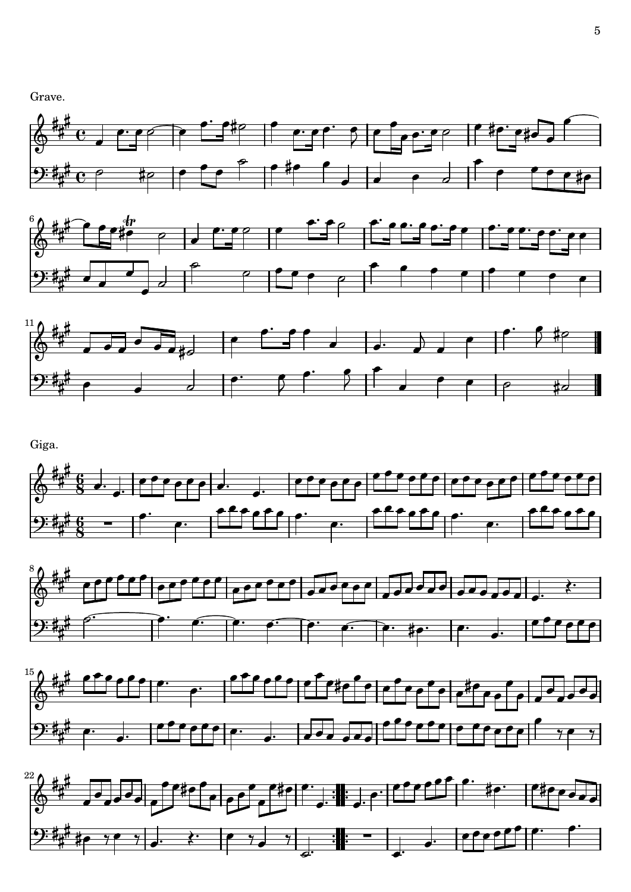Grave.

Giga.